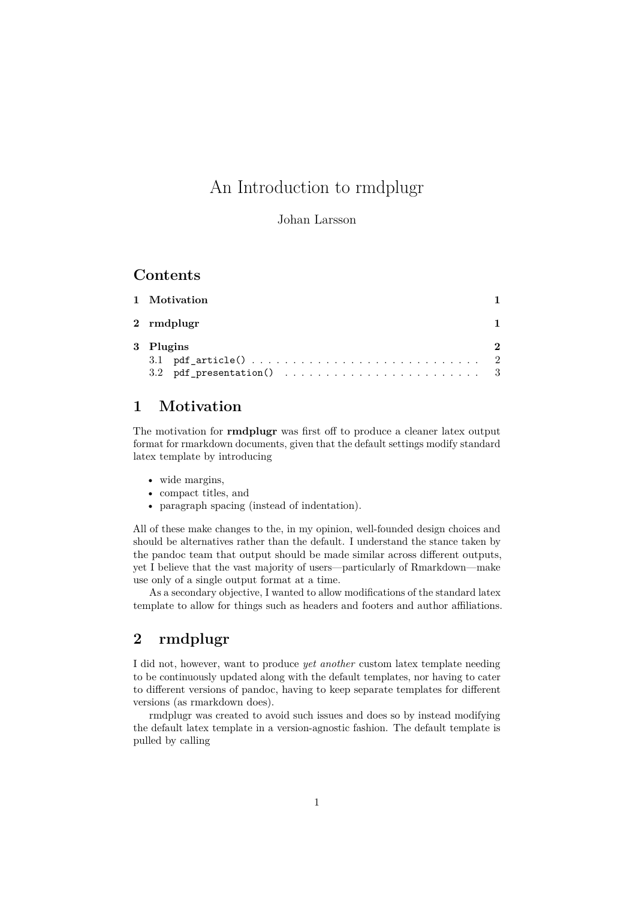# An Introduction to rmdplugr

Johan Larsson

## Contents

**1 Motivation** **1**

**2 rmdplugr** **1**

**3 Plugins** **2**

3.1 `pdf_article()` . . . . . . . . . . 2

3.2 `pdf_presentation()` . . . . . . . . . . 3

## 1 Motivation

The motivation for **rmdplugr** was first off to produce a cleaner latex output format for rmarkdown documents, given that the default settings modify standard latex template by introducing

- wide margins,
- compact titles, and
- paragraph spacing (instead of indentation).

All of these make changes to the, in my opinion, well-founded design choices and should be alternatives rather than the default. I understand the stance taken by the pandoc team that output should be made similar across different outputs, yet I believe that the vast majority of users—particularly of Rmarkdown—make use only of a single output format at a time.

As a secondary objective, I wanted to allow modifications of the standard latex template to allow for things such as headers and footers and author affiliations.

## 2 rmdplugr

I did not, however, want to produce *yet another* custom latex template needing to be continuously updated along with the default templates, nor having to cater to different versions of pandoc, having to keep separate templates for different versions (as rmarkdown does).

rmdplugr was created to avoid such issues and does so by instead modifying the default latex template in a version-agnostic fashion. The default template is pulled by calling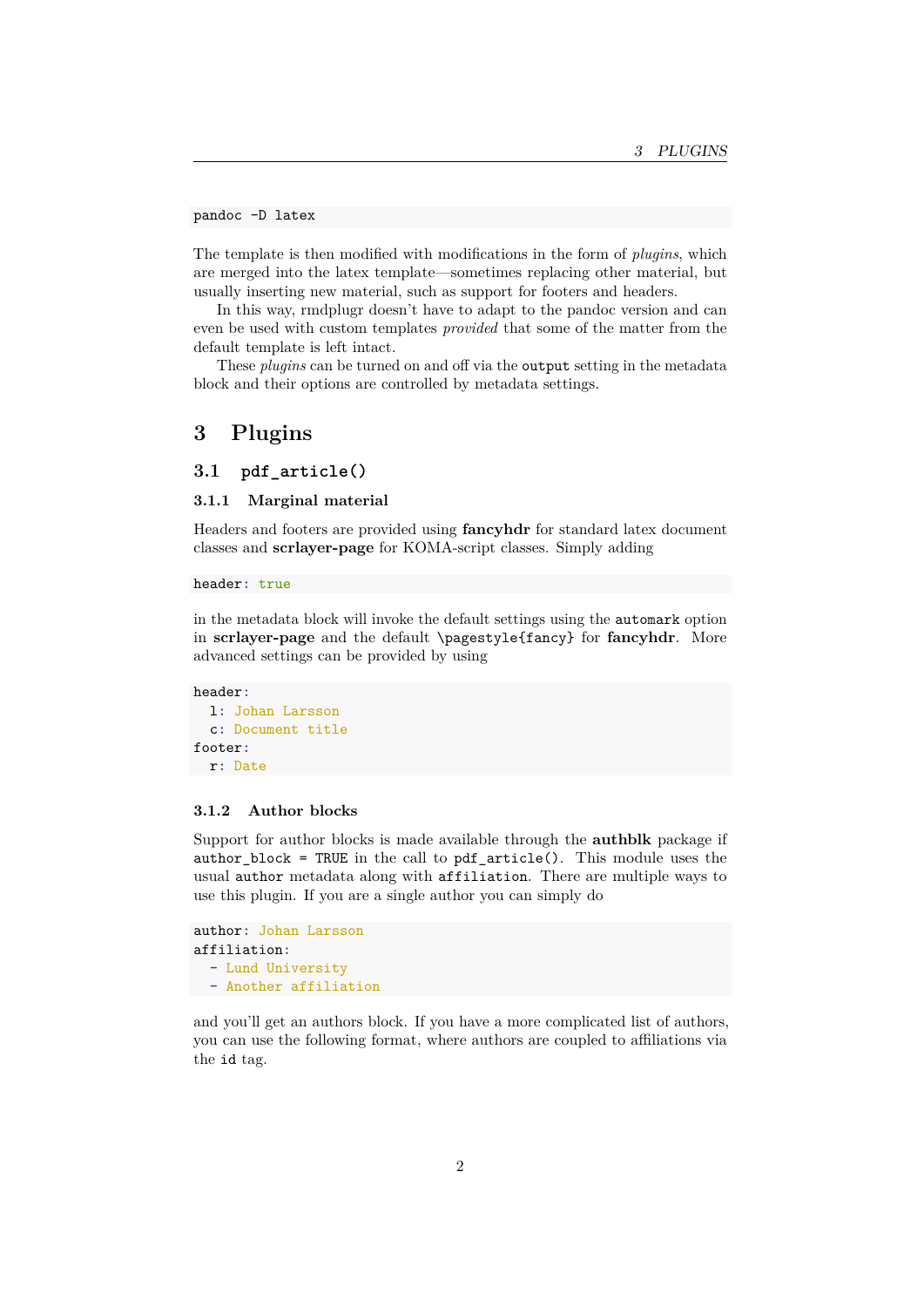```
pandoc -D latex
```

The template is then modified with modifications in the form of *plugins*, which are merged into the latex template—sometimes replacing other material, but usually inserting new material, such as support for footers and headers.

In this way, rmdplugr doesn't have to adapt to the pandoc version and can even be used with custom templates *provided* that some of the matter from the default template is left intact.

These *plugins* can be turned on and off via the `output` setting in the metadata block and their options are controlled by metadata settings.

# 3 Plugins

## 3.1 `pdf_article()`

### 3.1.1 Marginal material

Headers and footers are provided using **fancyhdr** for standard latex document classes and **scrlayer-page** for KOMA-script classes. Simply adding

```
header: true
```

in the metadata block will invoke the default settings using the `automark` option in **scrlayer-page** and the default `\pagestyle{fancy}` for **fancyhdr**. More advanced settings can be provided by using

```
header:
  l: Johan Larsson
  c: Document title
footer:
  r: Date
```

### 3.1.2 Author blocks

Support for author blocks is made available through the **authblk** package if `author_block = TRUE` in the call to `pdf_article()`. This module uses the usual `author` metadata along with `affiliation`. There are multiple ways to use this plugin. If you are a single author you can simply do

```
author: Johan Larsson
affiliation:
  - Lund University
  - Another affiliation
```

and you'll get an authors block. If you have a more complicated list of authors, you can use the following format, where authors are coupled to affiliations via the `id` tag.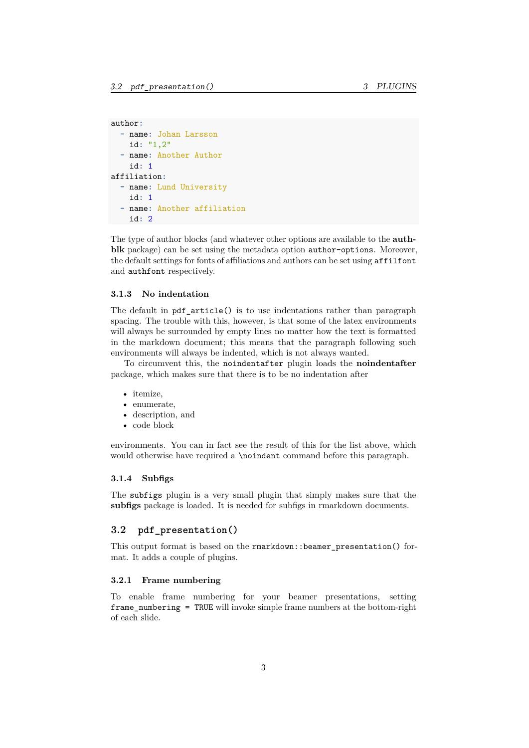```yaml
author:
  - name: Johan Larsson
    id: "1,2"
  - name: Another Author
    id: 1
affiliation:
  - name: Lund University
    id: 1
  - name: Another affiliation
    id: 2
```

The type of author blocks (and whatever other options are available to the **authblk** package) can be set using the metadata option `author-options`. Moreover, the default settings for fonts of affiliations and authors can be set using `affilfont` and `authfont` respectively.

### 3.1.3 No indentation

The default in `pdf_article()` is to use indentations rather than paragraph spacing. The trouble with this, however, is that some of the latex environments will always be surrounded by empty lines no matter how the text is formatted in the markdown document; this means that the paragraph following such environments will always be indented, which is not always wanted.

To circumvent this, the `noindentafter` plugin loads the **noindentafter** package, which makes sure that there is to be no indentation after

- itemize,
- enumerate,
- description, and
- code block

environments. You can in fact see the result of this for the list above, which would otherwise have required a `\noindent` command before this paragraph.

### 3.1.4 Subfigs

The `subfigs` plugin is a very small plugin that simply makes sure that the **subfigs** package is loaded. It is needed for subfigs in rmarkdown documents.

## 3.2 `pdf_presentation()`

This output format is based on the `rmarkdown::beamer_presentation()` format. It adds a couple of plugins.

### 3.2.1 Frame numbering

To enable frame numbering for your beamer presentations, setting `frame_numbering = TRUE` will invoke simple frame numbers at the bottom-right of each slide.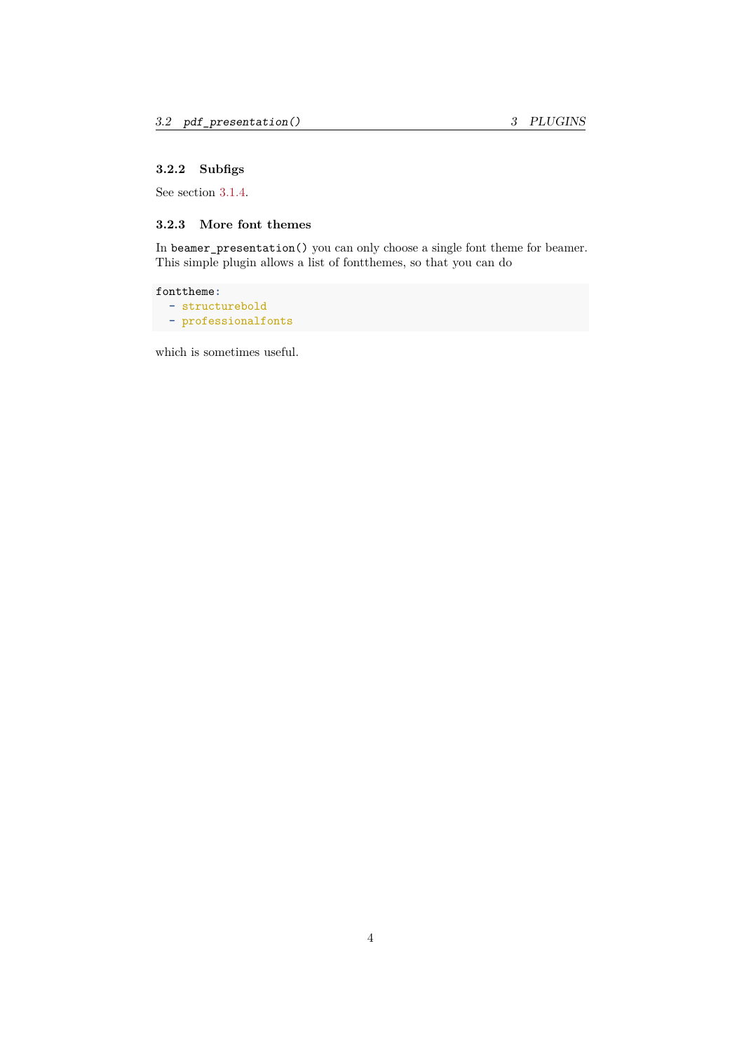### 3.2.2 Subfigs

See section 3.1.4.

### 3.2.3 More font themes

In `beamer_presentation()` you can only choose a single font theme for beamer. This simple plugin allows a list of fontthemes, so that you can do

```
fonttheme:
  - structurebold
  - professionalfonts
```

which is sometimes useful.